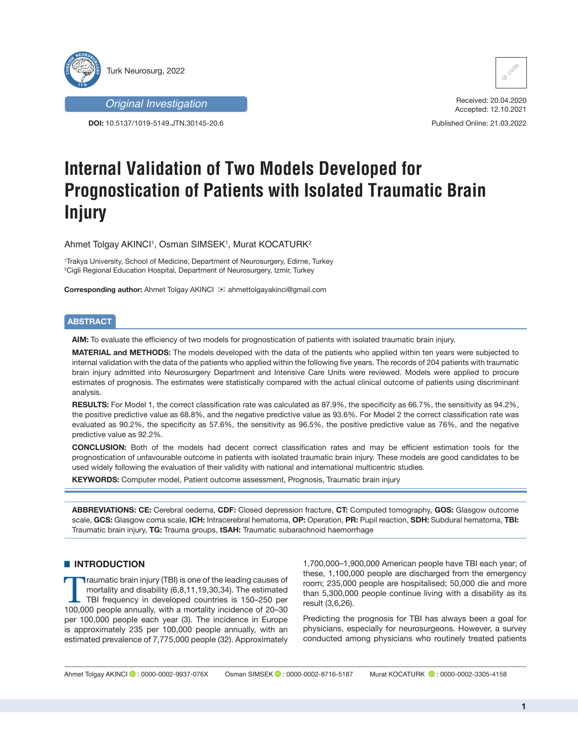Original Investigation

**DOI:** 10.5137/1019-5149.JTN.30145-20.6

Received: 20.04.2020
Accepted: 12.10.2021

Published Online: 21.03.2022

# Internal Validation of Two Models Developed for Prognostication of Patients with Isolated Traumatic Brain Injury

Ahmet Tolgay AKINCI[1], Osman SIMSEK[1], Murat KOCATURK[2]

[1]Trakya University, School of Medicine, Department of Neurosurgery, Edirne, Turkey
[2]Cigli Regional Education Hospital, Department of Neurosurgery, Izmir, Turkey

**Corresponding author:** Ahmet Tolgay AKINCI ✉ ahmettolgayakinci@gmail.com

## ABSTRACT

**AIM:** To evaluate the efficiency of two models for prognostication of patients with isolated traumatic brain injury.

**MATERIAL and METHODS:** The models developed with the data of the patients who applied within ten years were subjected to internal validation with the data of the patients who applied within the following five years. The records of 204 patients with traumatic brain injury admitted into Neurosurgery Department and Intensive Care Units were reviewed. Models were applied to procure estimates of prognosis. The estimates were statistically compared with the actual clinical outcome of patients using discriminant analysis.

**RESULTS:** For Model 1, the correct classification rate was calculated as 87.9%, the specificity as 66.7%, the sensitivity as 94.2%, the positive predictive value as 68.8%, and the negative predictive value as 93.6%. For Model 2 the correct classification rate was evaluated as 90.2%, the specificity as 57.6%, the sensitivity as 96.5%, the positive predictive value as 76%, and the negative predictive value as 92.2%.

**CONCLUSION:** Both of the models had decent correct classification rates and may be efficient estimation tools for the prognostication of unfavourable outcome in patients with isolated traumatic brain injury. These models are good candidates to be used widely following the evaluation of their validity with national and international multicentric studies.

**KEYWORDS:** Computer model, Patient outcome assessment, Prognosis, Traumatic brain injury

**ABBREVIATIONS: CE:** Cerebral oedema, **CDF:** Closed depression fracture, **CT:** Computed tomography, **GOS:** Glasgow outcome scale, **GCS:** Glasgow coma scale, **ICH:** Intracerebral hematoma, **OP:** Operation, **PR:** Pupil reaction, **SDH:** Subdural hematoma, **TBI:** Traumatic brain injury, **TG:** Trauma groups, **tSAH:** Traumatic subarachnoid haemorrhage

## INTRODUCTION

Traumatic brain injury (TBI) is one of the leading causes of mortality and disability (6,8,11,19,30,34). The estimated TBI frequency in developed countries is 150–250 per 100,000 people annually, with a mortality incidence of 20–30 per 100,000 people each year (3). The incidence in Europe is approximately 235 per 100,000 people annually, with an estimated prevalence of 7,775,000 people (32). Approximately 1,700,000–1,900,000 American people have TBI each year; of these, 1,100,000 people are discharged from the emergency room; 235,000 people are hospitalised; 50,000 die and more than 5,300,000 people continue living with a disability as its result (3,6,26).

Predicting the prognosis for TBI has always been a goal for physicians, especially for neurosurgeons. However, a survey conducted among physicians who routinely treated patients

Ahmet Tolgay AKINCI : 0000-0002-9937-076X   Osman SIMSEK : 0000-0002-8716-5187   Murat KOCATURK : 0000-0002-3305-4158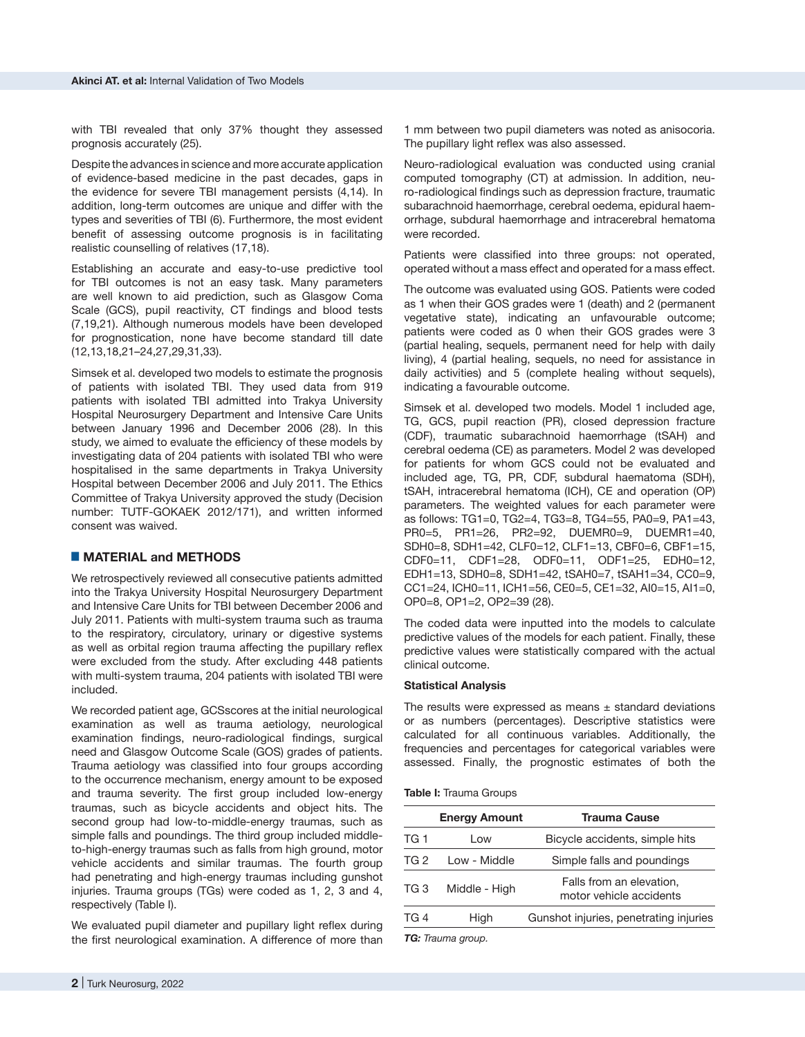with TBI revealed that only 37% thought they assessed prognosis accurately (25).

Despite the advances in science and more accurate application of evidence-based medicine in the past decades, gaps in the evidence for severe TBI management persists (4,14). In addition, long-term outcomes are unique and differ with the types and severities of TBI (6). Furthermore, the most evident benefit of assessing outcome prognosis is in facilitating realistic counselling of relatives (17,18).

Establishing an accurate and easy-to-use predictive tool for TBI outcomes is not an easy task. Many parameters are well known to aid prediction, such as Glasgow Coma Scale (GCS), pupil reactivity, CT findings and blood tests (7,19,21). Although numerous models have been developed for prognostication, none have become standard till date (12,13,18,21–24,27,29,31,33).

Simsek et al. developed two models to estimate the prognosis of patients with isolated TBI. They used data from 919 patients with isolated TBI admitted into Trakya University Hospital Neurosurgery Department and Intensive Care Units between January 1996 and December 2006 (28). In this study, we aimed to evaluate the efficiency of these models by investigating data of 204 patients with isolated TBI who were hospitalised in the same departments in Trakya University Hospital between December 2006 and July 2011. The Ethics Committee of Trakya University approved the study (Decision number: TUTF-GOKAEK 2012/171), and written informed consent was waived.

## MATERIAL and METHODS

We retrospectively reviewed all consecutive patients admitted into the Trakya University Hospital Neurosurgery Department and Intensive Care Units for TBI between December 2006 and July 2011. Patients with multi-system trauma such as trauma to the respiratory, circulatory, urinary or digestive systems as well as orbital region trauma affecting the pupillary reflex were excluded from the study. After excluding 448 patients with multi-system trauma, 204 patients with isolated TBI were included.

We recorded patient age, GCSscores at the initial neurological examination as well as trauma aetiology, neurological examination findings, neuro-radiological findings, surgical need and Glasgow Outcome Scale (GOS) grades of patients. Trauma aetiology was classified into four groups according to the occurrence mechanism, energy amount to be exposed and trauma severity. The first group included low-energy traumas, such as bicycle accidents and object hits. The second group had low-to-middle-energy traumas, such as simple falls and poundings. The third group included middle-to-high-energy traumas such as falls from high ground, motor vehicle accidents and similar traumas. The fourth group had penetrating and high-energy traumas including gunshot injuries. Trauma groups (TGs) were coded as 1, 2, 3 and 4, respectively (Table I).

We evaluated pupil diameter and pupillary light reflex during the first neurological examination. A difference of more than 1 mm between two pupil diameters was noted as anisocoria. The pupillary light reflex was also assessed.

Neuro-radiological evaluation was conducted using cranial computed tomography (CT) at admission. In addition, neuro-radiological findings such as depression fracture, traumatic subarachnoid haemorrhage, cerebral oedema, epidural haemorrhage, subdural haemorrhage and intracerebral hematoma were recorded.

Patients were classified into three groups: not operated, operated without a mass effect and operated for a mass effect.

The outcome was evaluated using GOS. Patients were coded as 1 when their GOS grades were 1 (death) and 2 (permanent vegetative state), indicating an unfavourable outcome; patients were coded as 0 when their GOS grades were 3 (partial healing, sequels, permanent need for help with daily living), 4 (partial healing, sequels, no need for assistance in daily activities) and 5 (complete healing without sequels), indicating a favourable outcome.

Simsek et al. developed two models. Model 1 included age, TG, GCS, pupil reaction (PR), closed depression fracture (CDF), traumatic subarachnoid haemorrhage (tSAH) and cerebral oedema (CE) as parameters. Model 2 was developed for patients for whom GCS could not be evaluated and included age, TG, PR, CDF, subdural haematoma (SDH), tSAH, intracerebral hematoma (ICH), CE and operation (OP) parameters. The weighted values for each parameter were as follows: TG1=0, TG2=4, TG3=8, TG4=55, PA0=9, PA1=43, PR0=5, PR1=26, PR2=92, DUEMR0=9, DUEMR1=40, SDH0=8, SDH1=42, CLF0=12, CLF1=13, CBF0=6, CBF1=15, CDF0=11, CDF1=28, ODF0=11, ODF1=25, EDH0=12, EDH1=13, SDH0=8, SDH1=42, tSAH0=7, tSAH1=34, CC0=9, CC1=24, ICH0=11, ICH1=56, CE0=5, CE1=32, AI0=15, AI1=0, OP0=8, OP1=2, OP2=39 (28).

The coded data were inputted into the models to calculate predictive values of the models for each patient. Finally, these predictive values were statistically compared with the actual clinical outcome.

### Statistical Analysis

The results were expressed as means ± standard deviations or as numbers (percentages). Descriptive statistics were calculated for all continuous variables. Additionally, the frequencies and percentages for categorical variables were assessed. Finally, the prognostic estimates of both the

**Table I:** Trauma Groups

| | Energy Amount | Trauma Cause |
|---|---|---|
| TG 1 | Low | Bicycle accidents, simple hits |
| TG 2 | Low - Middle | Simple falls and poundings |
| TG 3 | Middle - High | Falls from an elevation, motor vehicle accidents |
| TG 4 | High | Gunshot injuries, penetrating injuries |

***TG:** Trauma group.*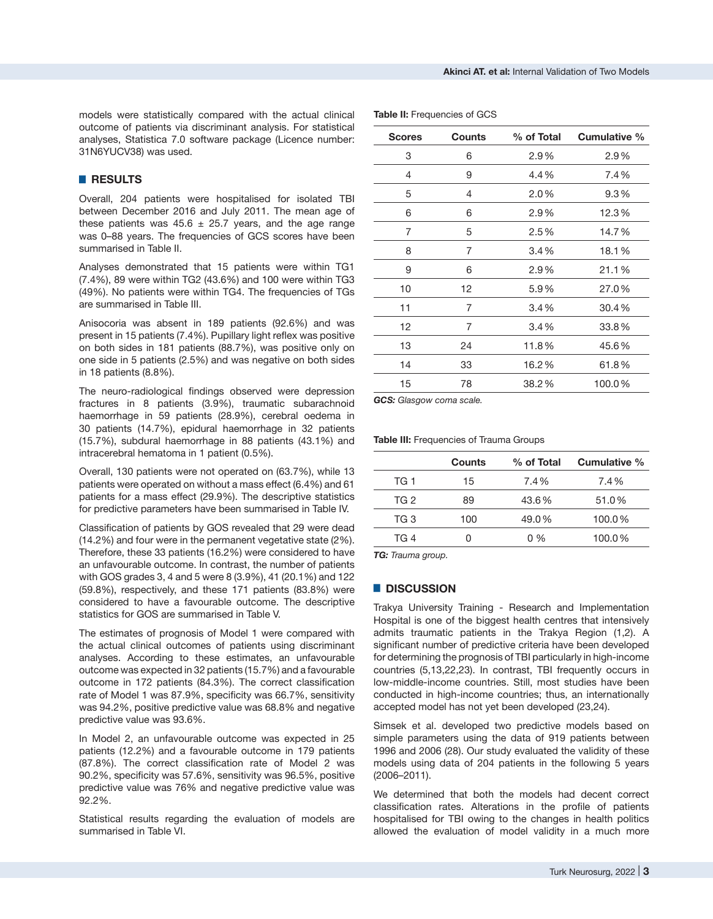models were statistically compared with the actual clinical outcome of patients via discriminant analysis. For statistical analyses, Statistica 7.0 software package (Licence number: 31N6YUCV38) was used.

## RESULTS

Overall, 204 patients were hospitalised for isolated TBI between December 2016 and July 2011. The mean age of these patients was 45.6 ± 25.7 years, and the age range was 0–88 years. The frequencies of GCS scores have been summarised in Table II.

Analyses demonstrated that 15 patients were within TG1 (7.4%), 89 were within TG2 (43.6%) and 100 were within TG3 (49%). No patients were within TG4. The frequencies of TGs are summarised in Table III.

Anisocoria was absent in 189 patients (92.6%) and was present in 15 patients (7.4%). Pupillary light reflex was positive on both sides in 181 patients (88.7%), was positive only on one side in 5 patients (2.5%) and was negative on both sides in 18 patients (8.8%).

The neuro-radiological findings observed were depression fractures in 8 patients (3.9%), traumatic subarachnoid haemorrhage in 59 patients (28.9%), cerebral oedema in 30 patients (14.7%), epidural haemorrhage in 32 patients (15.7%), subdural haemorrhage in 88 patients (43.1%) and intracerebral hematoma in 1 patient (0.5%).

Overall, 130 patients were not operated on (63.7%), while 13 patients were operated on without a mass effect (6.4%) and 61 patients for a mass effect (29.9%). The descriptive statistics for predictive parameters have been summarised in Table IV.

Classification of patients by GOS revealed that 29 were dead (14.2%) and four were in the permanent vegetative state (2%). Therefore, these 33 patients (16.2%) were considered to have an unfavourable outcome. In contrast, the number of patients with GOS grades 3, 4 and 5 were 8 (3.9%), 41 (20.1%) and 122 (59.8%), respectively, and these 171 patients (83.8%) were considered to have a favourable outcome. The descriptive statistics for GOS are summarised in Table V.

The estimates of prognosis of Model 1 were compared with the actual clinical outcomes of patients using discriminant analyses. According to these estimates, an unfavourable outcome was expected in 32 patients (15.7%) and a favourable outcome in 172 patients (84.3%). The correct classification rate of Model 1 was 87.9%, specificity was 66.7%, sensitivity was 94.2%, positive predictive value was 68.8% and negative predictive value was 93.6%.

In Model 2, an unfavourable outcome was expected in 25 patients (12.2%) and a favourable outcome in 179 patients (87.8%). The correct classification rate of Model 2 was 90.2%, specificity was 57.6%, sensitivity was 96.5%, positive predictive value was 76% and negative predictive value was 92.2%.

Statistical results regarding the evaluation of models are summarised in Table VI.

**Table II:** Frequencies of GCS

| Scores | Counts | % of Total | Cumulative % |
|---|---|---|---|
| 3 | 6 | 2.9% | 2.9% |
| 4 | 9 | 4.4% | 7.4% |
| 5 | 4 | 2.0% | 9.3% |
| 6 | 6 | 2.9% | 12.3% |
| 7 | 5 | 2.5% | 14.7% |
| 8 | 7 | 3.4% | 18.1% |
| 9 | 6 | 2.9% | 21.1% |
| 10 | 12 | 5.9% | 27.0% |
| 11 | 7 | 3.4% | 30.4% |
| 12 | 7 | 3.4% | 33.8% |
| 13 | 24 | 11.8% | 45.6% |
| 14 | 33 | 16.2% | 61.8% |
| 15 | 78 | 38.2% | 100.0% |

***GCS:** Glasgow coma scale.*

**Table III:** Frequencies of Trauma Groups

| | Counts | % of Total | Cumulative % |
|---|---|---|---|
| TG 1 | 15 | 7.4% | 7.4% |
| TG 2 | 89 | 43.6% | 51.0% |
| TG 3 | 100 | 49.0% | 100.0% |
| TG 4 | 0 | 0 % | 100.0% |

***TG:** Trauma group.*

## DISCUSSION

Trakya University Training - Research and Implementation Hospital is one of the biggest health centres that intensively admits traumatic patients in the Trakya Region (1,2). A significant number of predictive criteria have been developed for determining the prognosis of TBI particularly in high-income countries (5,13,22,23). In contrast, TBI frequently occurs in low-middle-income countries. Still, most studies have been conducted in high-income countries; thus, an internationally accepted model has not yet been developed (23,24).

Simsek et al. developed two predictive models based on simple parameters using the data of 919 patients between 1996 and 2006 (28). Our study evaluated the validity of these models using data of 204 patients in the following 5 years (2006–2011).

We determined that both the models had decent correct classification rates. Alterations in the profile of patients hospitalised for TBI owing to the changes in health politics allowed the evaluation of model validity in a much more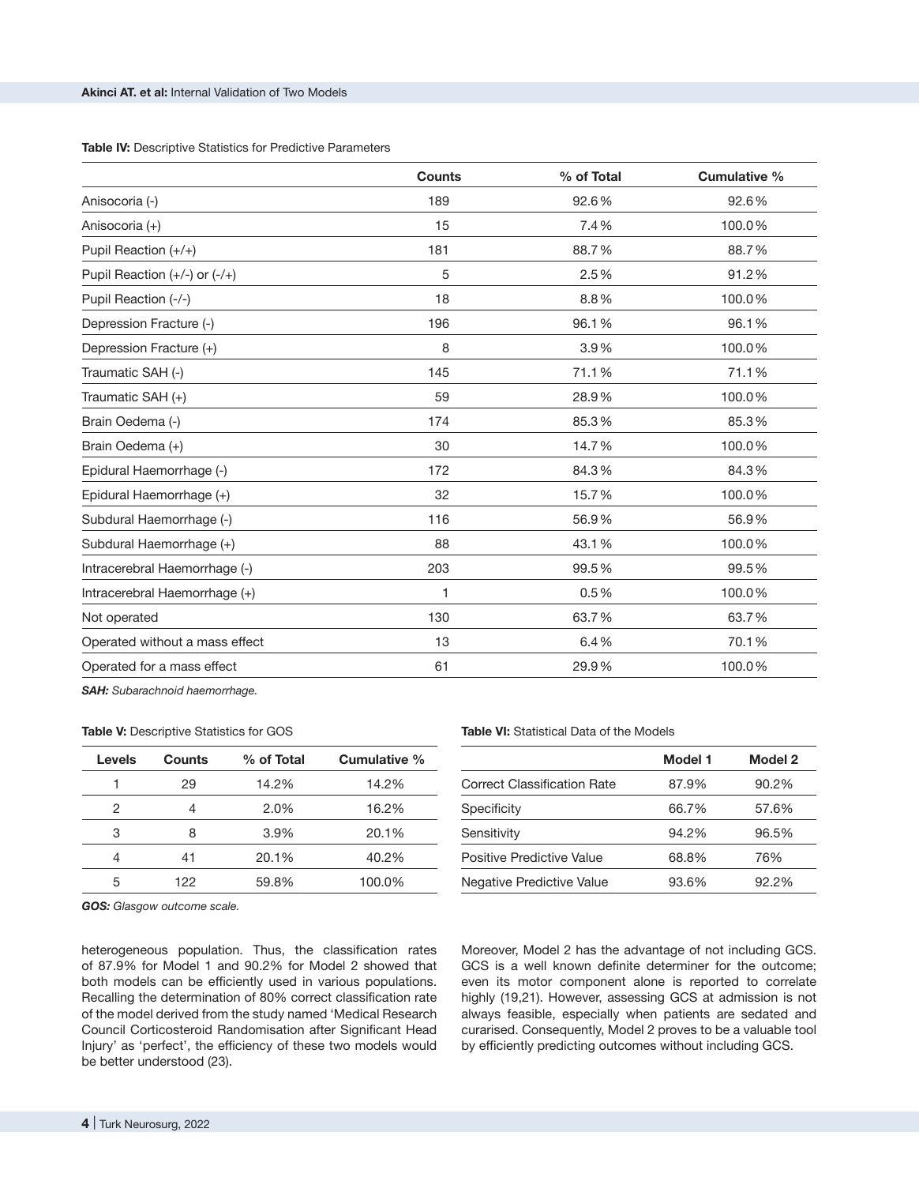**Table IV:** Descriptive Statistics for Predictive Parameters

| | Counts | % of Total | Cumulative % |
|---|---|---|---|
| Anisocoria (-) | 189 | 92.6% | 92.6% |
| Anisocoria (+) | 15 | 7.4% | 100.0% |
| Pupil Reaction (+/+) | 181 | 88.7% | 88.7% |
| Pupil Reaction (+/-) or (-/+) | 5 | 2.5% | 91.2% |
| Pupil Reaction (-/-) | 18 | 8.8% | 100.0% |
| Depression Fracture (-) | 196 | 96.1% | 96.1% |
| Depression Fracture (+) | 8 | 3.9% | 100.0% |
| Traumatic SAH (-) | 145 | 71.1% | 71.1% |
| Traumatic SAH (+) | 59 | 28.9% | 100.0% |
| Brain Oedema (-) | 174 | 85.3% | 85.3% |
| Brain Oedema (+) | 30 | 14.7% | 100.0% |
| Epidural Haemorrhage (-) | 172 | 84.3% | 84.3% |
| Epidural Haemorrhage (+) | 32 | 15.7% | 100.0% |
| Subdural Haemorrhage (-) | 116 | 56.9% | 56.9% |
| Subdural Haemorrhage (+) | 88 | 43.1% | 100.0% |
| Intracerebral Haemorrhage (-) | 203 | 99.5% | 99.5% |
| Intracerebral Haemorrhage (+) | 1 | 0.5% | 100.0% |
| Not operated | 130 | 63.7% | 63.7% |
| Operated without a mass effect | 13 | 6.4% | 70.1% |
| Operated for a mass effect | 61 | 29.9% | 100.0% |

***SAH:*** *Subarachnoid haemorrhage.*

**Table V:** Descriptive Statistics for GOS

| Levels | Counts | % of Total | Cumulative % |
|---|---|---|---|
| 1 | 29 | 14.2% | 14.2% |
| 2 | 4 | 2.0% | 16.2% |
| 3 | 8 | 3.9% | 20.1% |
| 4 | 41 | 20.1% | 40.2% |
| 5 | 122 | 59.8% | 100.0% |

***GOS:*** *Glasgow outcome scale.*

**Table VI:** Statistical Data of the Models

| | Model 1 | Model 2 |
|---|---|---|
| Correct Classification Rate | 87.9% | 90.2% |
| Specificity | 66.7% | 57.6% |
| Sensitivity | 94.2% | 96.5% |
| Positive Predictive Value | 68.8% | 76% |
| Negative Predictive Value | 93.6% | 92.2% |

heterogeneous population. Thus, the classification rates of 87.9% for Model 1 and 90.2% for Model 2 showed that both models can be efficiently used in various populations. Recalling the determination of 80% correct classification rate of the model derived from the study named 'Medical Research Council Corticosteroid Randomisation after Significant Head Injury' as 'perfect', the efficiency of these two models would be better understood (23).

Moreover, Model 2 has the advantage of not including GCS. GCS is a well known definite determiner for the outcome; even its motor component alone is reported to correlate highly (19,21). However, assessing GCS at admission is not always feasible, especially when patients are sedated and curarised. Consequently, Model 2 proves to be a valuable tool by efficiently predicting outcomes without including GCS.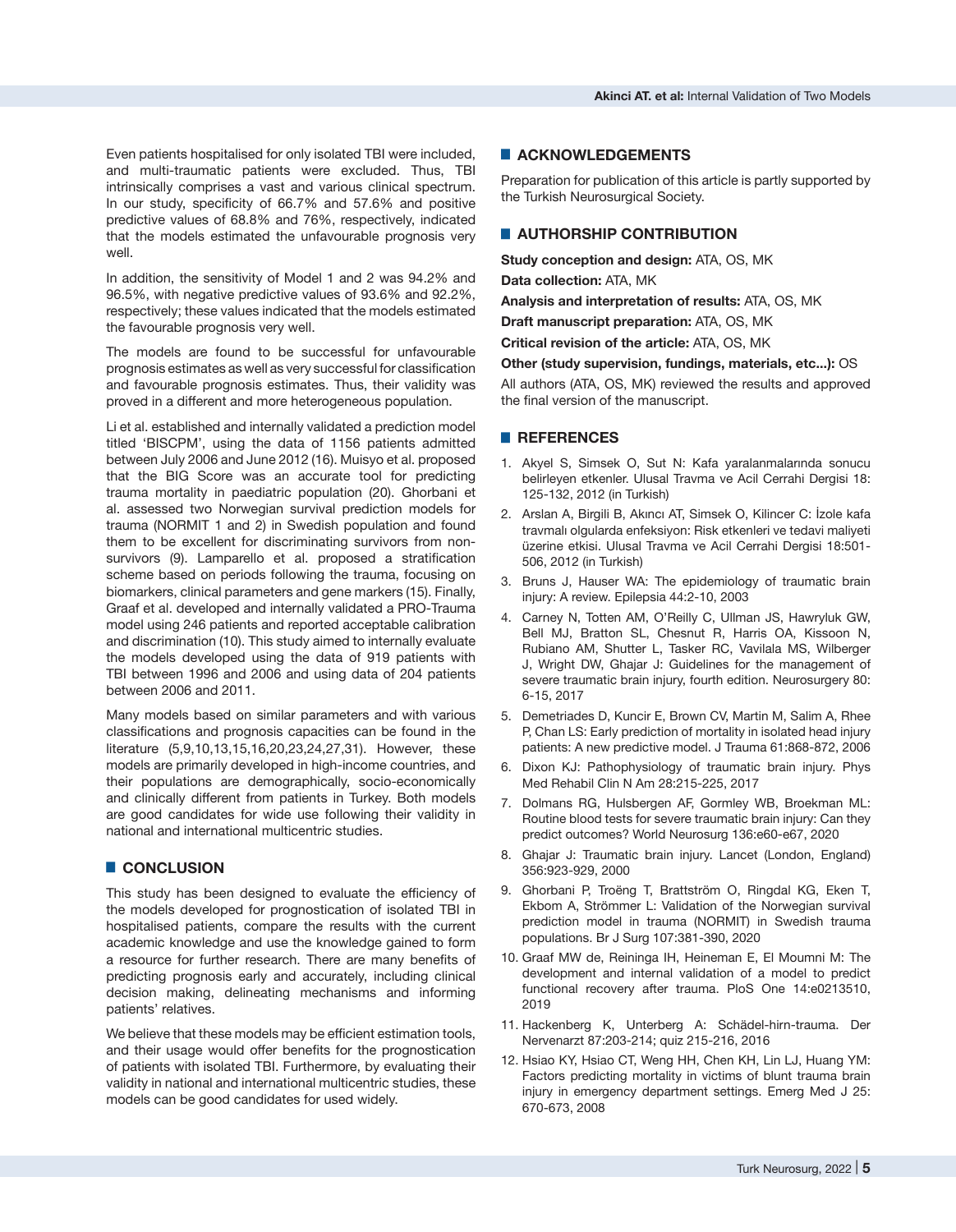Even patients hospitalised for only isolated TBI were included, and multi-traumatic patients were excluded. Thus, TBI intrinsically comprises a vast and various clinical spectrum. In our study, specificity of 66.7% and 57.6% and positive predictive values of 68.8% and 76%, respectively, indicated that the models estimated the unfavourable prognosis very well.

In addition, the sensitivity of Model 1 and 2 was 94.2% and 96.5%, with negative predictive values of 93.6% and 92.2%, respectively; these values indicated that the models estimated the favourable prognosis very well.

The models are found to be successful for unfavourable prognosis estimates as well as very successful for classification and favourable prognosis estimates. Thus, their validity was proved in a different and more heterogeneous population.

Li et al. established and internally validated a prediction model titled 'BISCPM', using the data of 1156 patients admitted between July 2006 and June 2012 (16). Muisyo et al. proposed that the BIG Score was an accurate tool for predicting trauma mortality in paediatric population (20). Ghorbani et al. assessed two Norwegian survival prediction models for trauma (NORMIT 1 and 2) in Swedish population and found them to be excellent for discriminating survivors from non-survivors (9). Lamparello et al. proposed a stratification scheme based on periods following the trauma, focusing on biomarkers, clinical parameters and gene markers (15). Finally, Graaf et al. developed and internally validated a PRO-Trauma model using 246 patients and reported acceptable calibration and discrimination (10). This study aimed to internally evaluate the models developed using the data of 919 patients with TBI between 1996 and 2006 and using data of 204 patients between 2006 and 2011.

Many models based on similar parameters and with various classifications and prognosis capacities can be found in the literature (5,9,10,13,15,16,20,23,24,27,31). However, these models are primarily developed in high-income countries, and their populations are demographically, socio-economically and clinically different from patients in Turkey. Both models are good candidates for wide use following their validity in national and international multicentric studies.

## CONCLUSION

This study has been designed to evaluate the efficiency of the models developed for prognostication of isolated TBI in hospitalised patients, compare the results with the current academic knowledge and use the knowledge gained to form a resource for further research. There are many benefits of predicting prognosis early and accurately, including clinical decision making, delineating mechanisms and informing patients' relatives.

We believe that these models may be efficient estimation tools, and their usage would offer benefits for the prognostication of patients with isolated TBI. Furthermore, by evaluating their validity in national and international multicentric studies, these models can be good candidates for used widely.

## ACKNOWLEDGEMENTS

Preparation for publication of this article is partly supported by the Turkish Neurosurgical Society.

## AUTHORSHIP CONTRIBUTION

**Study conception and design:** ATA, OS, MK

**Data collection:** ATA, MK

**Analysis and interpretation of results:** ATA, OS, MK

**Draft manuscript preparation:** ATA, OS, MK

**Critical revision of the article:** ATA, OS, MK

**Other (study supervision, fundings, materials, etc...):** OS

All authors (ATA, OS, MK) reviewed the results and approved the final version of the manuscript.

## REFERENCES

1. Akyel S, Simsek O, Sut N: Kafa yaralanmalarında sonucu belirleyen etkenler. Ulusal Travma ve Acil Cerrahi Dergisi 18: 125-132, 2012 (in Turkish)
2. Arslan A, Birgili B, Akıncı AT, Simsek O, Kilincer C: İzole kafa travmalı olgularda enfeksiyon: Risk etkenleri ve tedavi maliyeti üzerine etkisi. Ulusal Travma ve Acil Cerrahi Dergisi 18:501-506, 2012 (in Turkish)
3. Bruns J, Hauser WA: The epidemiology of traumatic brain injury: A review. Epilepsia 44:2-10, 2003
4. Carney N, Totten AM, O'Reilly C, Ullman JS, Hawryluk GW, Bell MJ, Bratton SL, Chesnut R, Harris OA, Kissoon N, Rubiano AM, Shutter L, Tasker RC, Vavilala MS, Wilberger J, Wright DW, Ghajar J: Guidelines for the management of severe traumatic brain injury, fourth edition. Neurosurgery 80: 6-15, 2017
5. Demetriades D, Kuncir E, Brown CV, Martin M, Salim A, Rhee P, Chan LS: Early prediction of mortality in isolated head injury patients: A new predictive model. J Trauma 61:868-872, 2006
6. Dixon KJ: Pathophysiology of traumatic brain injury. Phys Med Rehabil Clin N Am 28:215-225, 2017
7. Dolmans RG, Hulsbergen AF, Gormley WB, Broekman ML: Routine blood tests for severe traumatic brain injury: Can they predict outcomes? World Neurosurg 136:e60-e67, 2020
8. Ghajar J: Traumatic brain injury. Lancet (London, England) 356:923-929, 2000
9. Ghorbani P, Troëng T, Brattström O, Ringdal KG, Eken T, Ekbom A, Strömmer L: Validation of the Norwegian survival prediction model in trauma (NORMIT) in Swedish trauma populations. Br J Surg 107:381-390, 2020
10. Graaf MW de, Reininga IH, Heineman E, El Moumni M: The development and internal validation of a model to predict functional recovery after trauma. PloS One 14:e0213510, 2019
11. Hackenberg K, Unterberg A: Schädel-hirn-trauma. Der Nervenarzt 87:203-214; quiz 215-216, 2016
12. Hsiao KY, Hsiao CT, Weng HH, Chen KH, Lin LJ, Huang YM: Factors predicting mortality in victims of blunt trauma brain injury in emergency department settings. Emerg Med J 25: 670-673, 2008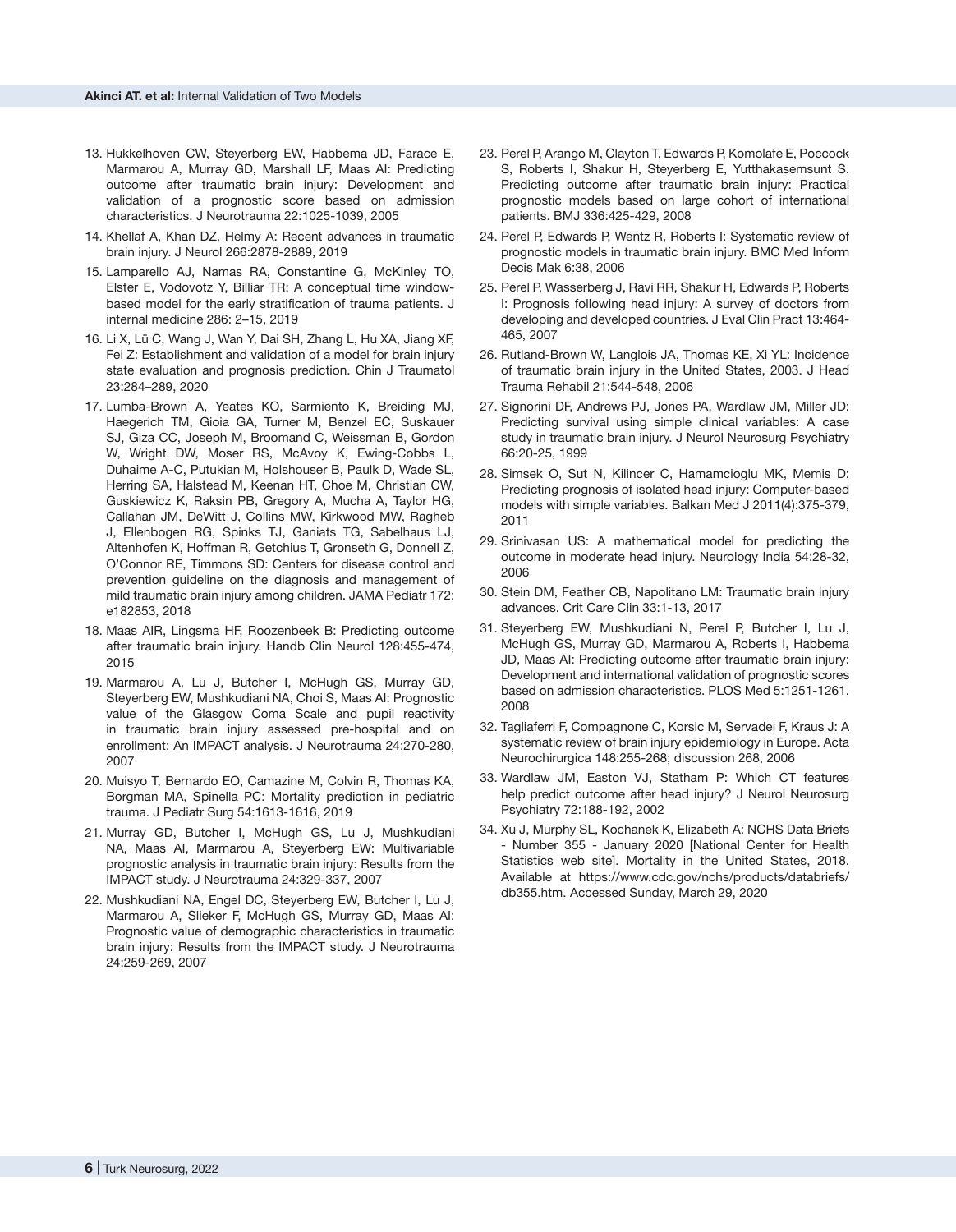13. Hukkelhoven CW, Steyerberg EW, Habbema JD, Farace E, Marmarou A, Murray GD, Marshall LF, Maas AI: Predicting outcome after traumatic brain injury: Development and validation of a prognostic score based on admission characteristics. J Neurotrauma 22:1025-1039, 2005
14. Khellaf A, Khan DZ, Helmy A: Recent advances in traumatic brain injury. J Neurol 266:2878-2889, 2019
15. Lamparello AJ, Namas RA, Constantine G, McKinley TO, Elster E, Vodovotz Y, Billiar TR: A conceptual time window-based model for the early stratification of trauma patients. J internal medicine 286: 2–15, 2019
16. Li X, Lü C, Wang J, Wan Y, Dai SH, Zhang L, Hu XA, Jiang XF, Fei Z: Establishment and validation of a model for brain injury state evaluation and prognosis prediction. Chin J Traumatol 23:284–289, 2020
17. Lumba-Brown A, Yeates KO, Sarmiento K, Breiding MJ, Haegerich TM, Gioia GA, Turner M, Benzel EC, Suskauer SJ, Giza CC, Joseph M, Broomand C, Weissman B, Gordon W, Wright DW, Moser RS, McAvoy K, Ewing-Cobbs L, Duhaime A-C, Putukian M, Holshouser B, Paulk D, Wade SL, Herring SA, Halstead M, Keenan HT, Choe M, Christian CW, Guskiewicz K, Raksin PB, Gregory A, Mucha A, Taylor HG, Callahan JM, DeWitt J, Collins MW, Kirkwood MW, Ragheb J, Ellenbogen RG, Spinks TJ, Ganiats TG, Sabelhaus LJ, Altenhofen K, Hoffman R, Getchius T, Gronseth G, Donnell Z, O'Connor RE, Timmons SD: Centers for disease control and prevention guideline on the diagnosis and management of mild traumatic brain injury among children. JAMA Pediatr 172: e182853, 2018
18. Maas AIR, Lingsma HF, Roozenbeek B: Predicting outcome after traumatic brain injury. Handb Clin Neurol 128:455-474, 2015
19. Marmarou A, Lu J, Butcher I, McHugh GS, Murray GD, Steyerberg EW, Mushkudiani NA, Choi S, Maas AI: Prognostic value of the Glasgow Coma Scale and pupil reactivity in traumatic brain injury assessed pre-hospital and on enrollment: An IMPACT analysis. J Neurotrauma 24:270-280, 2007
20. Muisyo T, Bernardo EO, Camazine M, Colvin R, Thomas KA, Borgman MA, Spinella PC: Mortality prediction in pediatric trauma. J Pediatr Surg 54:1613-1616, 2019
21. Murray GD, Butcher I, McHugh GS, Lu J, Mushkudiani NA, Maas AI, Marmarou A, Steyerberg EW: Multivariable prognostic analysis in traumatic brain injury: Results from the IMPACT study. J Neurotrauma 24:329-337, 2007
22. Mushkudiani NA, Engel DC, Steyerberg EW, Butcher I, Lu J, Marmarou A, Slieker F, McHugh GS, Murray GD, Maas AI: Prognostic value of demographic characteristics in traumatic brain injury: Results from the IMPACT study. J Neurotrauma 24:259-269, 2007
23. Perel P, Arango M, Clayton T, Edwards P, Komolafe E, Poccock S, Roberts I, Shakur H, Steyerberg E, Yutthakasemsunt S. Predicting outcome after traumatic brain injury: Practical prognostic models based on large cohort of international patients. BMJ 336:425-429, 2008
24. Perel P, Edwards P, Wentz R, Roberts I: Systematic review of prognostic models in traumatic brain injury. BMC Med Inform Decis Mak 6:38, 2006
25. Perel P, Wasserberg J, Ravi RR, Shakur H, Edwards P, Roberts I: Prognosis following head injury: A survey of doctors from developing and developed countries. J Eval Clin Pract 13:464-465, 2007
26. Rutland-Brown W, Langlois JA, Thomas KE, Xi YL: Incidence of traumatic brain injury in the United States, 2003. J Head Trauma Rehabil 21:544-548, 2006
27. Signorini DF, Andrews PJ, Jones PA, Wardlaw JM, Miller JD: Predicting survival using simple clinical variables: A case study in traumatic brain injury. J Neurol Neurosurg Psychiatry 66:20-25, 1999
28. Simsek O, Sut N, Kilincer C, Hamamcioglu MK, Memis D: Predicting prognosis of isolated head injury: Computer-based models with simple variables. Balkan Med J 2011(4):375-379, 2011
29. Srinivasan US: A mathematical model for predicting the outcome in moderate head injury. Neurology India 54:28-32, 2006
30. Stein DM, Feather CB, Napolitano LM: Traumatic brain injury advances. Crit Care Clin 33:1-13, 2017
31. Steyerberg EW, Mushkudiani N, Perel P, Butcher I, Lu J, McHugh GS, Murray GD, Marmarou A, Roberts I, Habbema JD, Maas AI: Predicting outcome after traumatic brain injury: Development and international validation of prognostic scores based on admission characteristics. PLOS Med 5:1251-1261, 2008
32. Tagliaferri F, Compagnone C, Korsic M, Servadei F, Kraus J: A systematic review of brain injury epidemiology in Europe. Acta Neurochirurgica 148:255-268; discussion 268, 2006
33. Wardlaw JM, Easton VJ, Statham P: Which CT features help predict outcome after head injury? J Neurol Neurosurg Psychiatry 72:188-192, 2002
34. Xu J, Murphy SL, Kochanek K, Elizabeth A: NCHS Data Briefs - Number 355 - January 2020 [National Center for Health Statistics web site]. Mortality in the United States, 2018. Available at https://www.cdc.gov/nchs/products/databriefs/db355.htm. Accessed Sunday, March 29, 2020